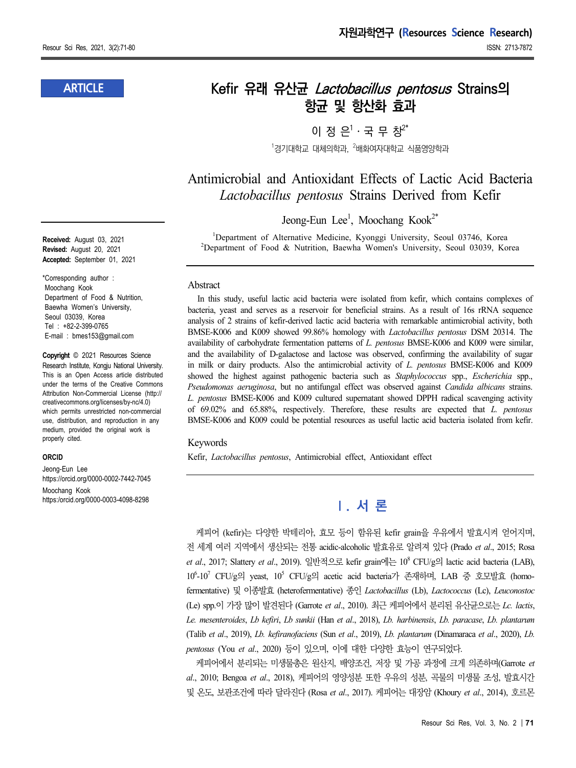ARTICLE

# Kefir 유래 유산균 *Lactobacillus pentosus* Strains의 항균 및 항산화 효과

이 정 은[1] · 국 무 창[2*]

[1]경기대학교 대체의학과, [2]배화여자대학교 식품영양학과

# Antimicrobial and Antioxidant Effects of Lactic Acid Bacteria *Lactobacillus pentosus* Strains Derived from Kefir

Jeong-Eun Lee[1], Moochang Kook[2*]

[1]Department of Alternative Medicine, Kyonggi University, Seoul 03746, Korea
[2]Department of Food & Nutrition, Baewha Women's University, Seoul 03039, Korea

**Received:** August 03, 2021
**Revised:** August 20, 2021
**Accepted:** September 01, 2021

*Corresponding author : Moochang Kook
Department of Food & Nutrition, Baewha Women's University, Seoul 03039, Korea
Tel : +82-2-399-0765
E-mail : bmes153@gmail.com

**Copyright** © 2021 Resources Science Research Institute, Kongju National University. This is an Open Access article distributed under the terms of the Creative Commons Attribution Non-Commercial License (http://creativecommons.org/licenses/by-nc/4.0) which permits unrestricted non-commercial use, distribution, and reproduction in any medium, provided the original work is properly cited.

**ORCID**
Jeong-Eun Lee
https://orcid.org/0000-0002-7442-7045
Moochang Kook
https://orcid.org/0000-0003-4098-8298

## Abstract

In this study, useful lactic acid bacteria were isolated from kefir, which contains complexes of bacteria, yeast and serves as a reservoir for beneficial strains. As a result of 16s rRNA sequence analysis of 2 strains of kefir-derived lactic acid bacteria with remarkable antimicrobial activity, both BMSE-K006 and K009 showed 99.86% homology with *Lactobacillus pentosus* DSM 20314. The availability of carbohydrate fermentation patterns of *L. pentosus* BMSE-K006 and K009 were similar, and the availability of D-galactose and lactose was observed, confirming the availability of sugar in milk or dairy products. Also the antimicrobial activity of *L. pentosus* BMSE-K006 and K009 showed the highest against pathogenic bacteria such as *Staphylococcus* spp., *Escherichia* spp., *Pseudomonas aeruginosa*, but no antifungal effect was observed against *Candida albicans* strains. *L. pentosus* BMSE-K006 and K009 cultured supernatant showed DPPH radical scavenging activity of 69.02% and 65.88%, respectively. Therefore, these results are expected that *L. pentosus* BMSE-K006 and K009 could be potential resources as useful lactic acid bacteria isolated from kefir.

## Keywords

Kefir, *Lactobacillus pentosus*, Antimicrobial effect, Antioxidant effect

## Ⅰ. 서 론

케피어 (kefir)는 다양한 박테리아, 효모 등이 함유된 kefir grain을 우유에서 발효시켜 얻어지며, 전 세계 여러 지역에서 생산되는 전통 acidic-alcoholic 발효유로 알려져 있다 (Prado *et al*., 2015; Rosa *et al*., 2017; Slattery *et al*., 2019). 일반적으로 kefir grain에는 $10^8$ CFU/g의 lactic acid bacteria (LAB), $10^6$-$10^7$ CFU/g의 yeast, $10^5$ CFU/g의 acetic acid bacteria가 존재하며, LAB 중 호모발효 (homo-fermentative) 및 이종발효 (heterofermentative) 종인 *Lactobacillus* (Lb), *Lactococcus* (Lc), *Leuconostoc* (Le) spp.이 가장 많이 발견된다 (Garrote *et al*., 2010). 최근 케피어에서 분리된 유산균으로는 *Lc. lactis*, *Le. mesenteroides*, *Lb kefiri*, *Lb sunkii* (Han *et al*., 2018), *Lb. harbinensis*, *Lb. paracase*, *Lb. plantarum* (Talib *et al*., 2019), *Lb. kefiranofaciens* (Sun *et al*., 2019), *Lb. plantarum* (Dinamaraca *et al*., 2020), *Lb. pentosus* (You *et al*., 2020) 등이 있으며, 이에 대한 다양한 효능이 연구되었다.

케피어에서 분리되는 미생물층은 원산지, 배양조건, 저장 및 가공 과정에 크게 의존하며(Garrote *et al*., 2010; Bengoa *et al*., 2018), 케피어의 영양성분 또한 우유의 성분, 곡물의 미생물 조성, 발효시간 및 온도, 보관조건에 따라 달라진다 (Rosa *et al*., 2017). 케피어는 대장암 (Khoury *et al*., 2014), 호르몬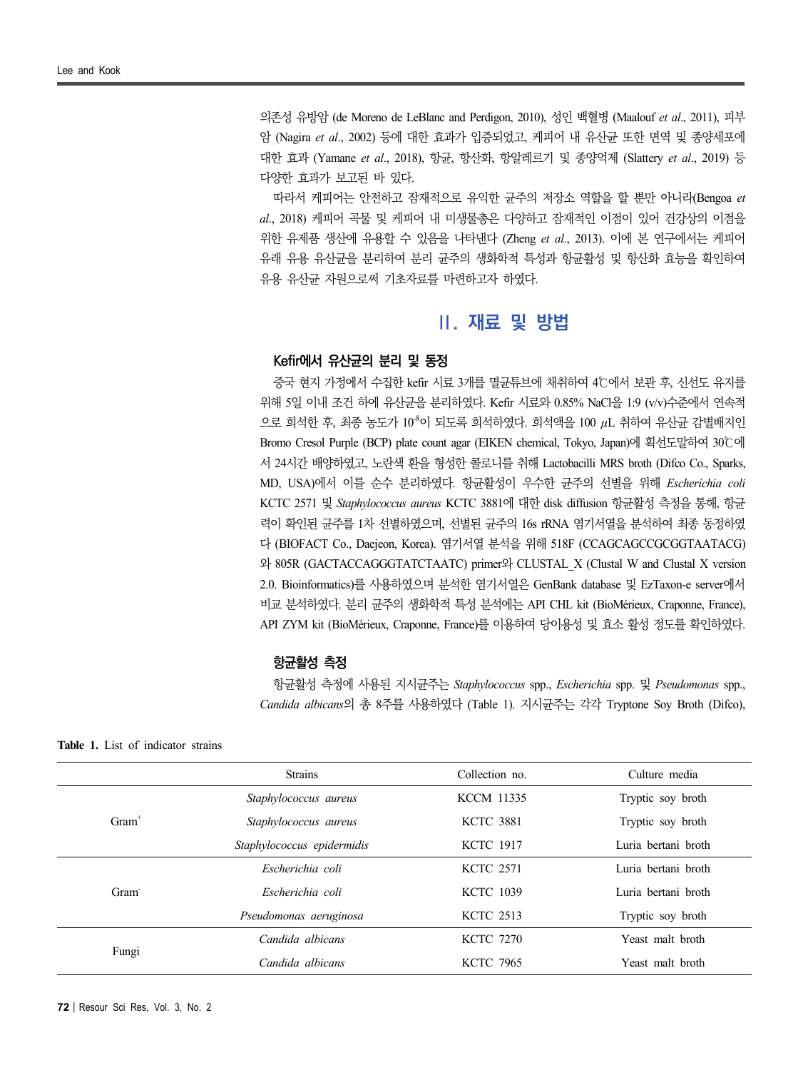의존성 유방암 (de Moreno de LeBlanc and Perdigon, 2010), 성인 백혈병 (Maalouf *et al*., 2011), 피부암 (Nagira *et al*., 2002) 등에 대한 효과가 입증되었고, 케피어 내 유산균 또한 면역 및 종양세포에 대한 효과 (Yamane *et al*., 2018), 항균, 항산화, 항알레르기 및 종양억제 (Slattery *et al*., 2019) 등 다양한 효과가 보고된 바 있다.

따라서 케피어는 안전하고 잠재적으로 유익한 균주의 저장소 역할을 할 뿐만 아니라(Bengoa *et al*., 2018) 케피어 곡물 및 케피어 내 미생물총은 다양하고 잠재적인 이점이 있어 건강상의 이점을 위한 유제품 생산에 유용할 수 있음을 나타낸다 (Zheng *et al*., 2013). 이에 본 연구에서는 케피어 유래 유용 유산균을 분리하여 분리 균주의 생화학적 특성과 항균활성 및 항산화 효능을 확인하여 유용 유산균 자원으로써 기초자료를 마련하고자 하였다.

## II. 재료 및 방법

### Kefir에서 유산균의 분리 및 동정

중국 현지 가정에서 수집한 kefir 시료 3개를 멸균튜브에 채취하여 4℃에서 보관 후, 신선도 유지를 위해 5일 이내 조건 하에 유산균을 분리하였다. Kefir 시료와 0.85% NaCl을 1:9 (v/v)수준에서 연속적으로 희석한 후, 최종 농도가 $10^{-8}$이 되도록 희석하였다. 희석액을 100 $\mu$L 취하여 유산균 감별배지인 Bromo Cresol Purple (BCP) plate count agar (EIKEN chemical, Tokyo, Japan)에 획선도말하여 30℃에서 24시간 배양하였고, 노란색 환을 형성한 콜로니를 취해 Lactobacilli MRS broth (Difco Co., Sparks, MD, USA)에서 이를 순수 분리하였다. 항균활성이 우수한 균주의 선별을 위해 *Escherichia coli* KCTC 2571 및 *Staphylococcus aureus* KCTC 3881에 대한 disk diffusion 항균활성 측정을 통해, 항균력이 확인된 균주를 1차 선별하였으며, 선별된 균주의 16s rRNA 염기서열을 분석하여 최종 동정하였다 (BIOFACT Co., Daejeon, Korea). 염기서열 분석을 위해 518F (CCAGCAGCCGCGGTAATACG)와 805R (GACTACCAGGGTATCTAATC) primer와 CLUSTAL_X (Clustal W and Clustal X version 2.0. Bioinformatics)를 사용하였으며 분석한 염기서열은 GenBank database 및 EzTaxon-e server에서 비교 분석하였다. 분리 균주의 생화학적 특성 분석에는 API CHL kit (BioMérieux, Craponne, France), API ZYM kit (BioMérieux, Craponne, France)를 이용하여 당이용성 및 효소 활성 정도를 확인하였다.

### 항균활성 측정

항균활성 측정에 사용된 지시균주는 *Staphylococcus* spp., *Escherichia* spp. 및 *Pseudomonas* spp., *Candida albicans*의 총 8주를 사용하였다 (Table 1). 지시균주는 각각 Tryptone Soy Broth (Difco),

**Table 1.** List of indicator strains

| | Strains | Collection no. | Culture media |
|---|---|---|---|
| Gram$^{+}$ | *Staphylococcus aureus* | KCCM 11335 | Tryptic soy broth |
| | *Staphylococcus aureus* | KCTC 3881 | Tryptic soy broth |
| | *Staphylococcus epidermidis* | KCTC 1917 | Luria bertani broth |
| Gram$^{-}$ | *Escherichia coli* | KCTC 2571 | Luria bertani broth |
| | *Escherichia coli* | KCTC 1039 | Luria bertani broth |
| | *Pseudomonas aeruginosa* | KCTC 2513 | Tryptic soy broth |
| Fungi | *Candida albicans* | KCTC 7270 | Yeast malt broth |
| | *Candida albicans* | KCTC 7965 | Yeast malt broth |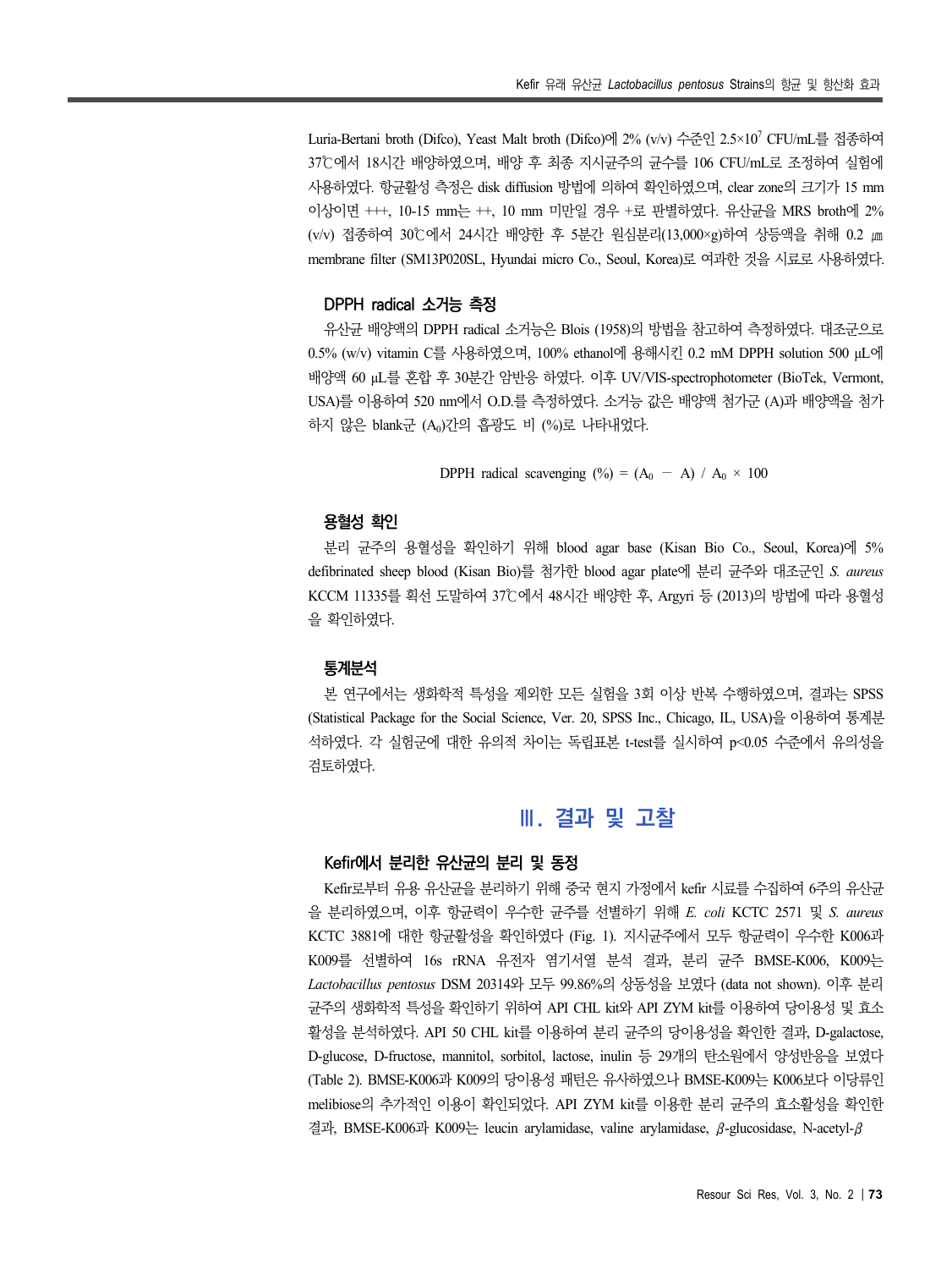Luria-Bertani broth (Difco), Yeast Malt broth (Difco)에 2% (v/v) 수준인 $2.5 \times 10^7$ CFU/mL를 접종하여 37℃에서 18시간 배양하였으며, 배양 후 최종 지시균주의 균수를 106 CFU/mL로 조정하여 실험에 사용하였다. 항균활성 측정은 disk diffusion 방법에 의하여 확인하였으며, clear zone의 크기가 15 mm 이상이면 +++, 10-15 mm는 ++, 10 mm 미만일 경우 +로 판별하였다. 유산균을 MRS broth에 2% (v/v) 접종하여 30℃에서 24시간 배양한 후 5분간 원심분리(13,000×g)하여 상등액을 취해 0.2 ㎛ membrane filter (SM13P020SL, Hyundai micro Co., Seoul, Korea)로 여과한 것을 시료로 사용하였다.

### DPPH radical 소거능 측정

유산균 배양액의 DPPH radical 소거능은 Blois (1958)의 방법을 참고하여 측정하였다. 대조군으로 0.5% (w/v) vitamin C를 사용하였으며, 100% ethanol에 용해시킨 0.2 mM DPPH solution 500 μL에 배양액 60 μL를 혼합 후 30분간 암반응 하였다. 이후 UV/VIS-spectrophotometer (BioTek, Vermont, USA)를 이용하여 520 nm에서 O.D.를 측정하였다. 소거능 값은 배양액 첨가군 (A)과 배양액을 첨가하지 않은 blank군 ($A_0$)간의 흡광도 비 (%)로 나타내었다.

$$\text{DPPH radical scavenging (\%)} = (A_0 - A) / A_0 \times 100$$

### 용혈성 확인

분리 균주의 용혈성을 확인하기 위해 blood agar base (Kisan Bio Co., Seoul, Korea)에 5% defibrinated sheep blood (Kisan Bio)를 첨가한 blood agar plate에 분리 균주와 대조군인 *S. aureus* KCCM 11335를 획선 도말하여 37℃에서 48시간 배양한 후, Argyri 등 (2013)의 방법에 따라 용혈성을 확인하였다.

### 통계분석

본 연구에서는 생화학적 특성을 제외한 모든 실험을 3회 이상 반복 수행하였으며, 결과는 SPSS (Statistical Package for the Social Science, Ver. 20, SPSS Inc., Chicago, IL, USA)을 이용하여 통계분석하였다. 각 실험군에 대한 유의적 차이는 독립표본 t-test를 실시하여 $p<0.05$ 수준에서 유의성을 검토하였다.

## Ⅲ. 결과 및 고찰

### Kefir에서 분리한 유산균의 분리 및 동정

Kefir로부터 유용 유산균을 분리하기 위해 중국 현지 가정에서 kefir 시료를 수집하여 6주의 유산균을 분리하였으며, 이후 항균력이 우수한 균주를 선별하기 위해 *E. coli* KCTC 2571 및 *S. aureus* KCTC 3881에 대한 항균활성을 확인하였다 (Fig. 1). 지시균주에서 모두 항균력이 우수한 K006과 K009를 선별하여 16s rRNA 유전자 염기서열 분석 결과, 분리 균주 BMSE-K006, K009는 *Lactobacillus pentosus* DSM 20314와 모두 99.86%의 상동성을 보였다 (data not shown). 이후 분리 균주의 생화학적 특성을 확인하기 위하여 API CHL kit와 API ZYM kit를 이용하여 당이용성 및 효소활성을 분석하였다. API 50 CHL kit를 이용하여 분리 균주의 당이용성을 확인한 결과, D-galactose, D-glucose, D-fructose, mannitol, sorbitol, lactose, inulin 등 29개의 탄소원에서 양성반응을 보였다 (Table 2). BMSE-K006과 K009의 당이용성 패턴은 유사하였으나 BMSE-K009는 K006보다 이당류인 melibiose의 추가적인 이용이 확인되었다. API ZYM kit를 이용한 분리 균주의 효소활성을 확인한 결과, BMSE-K006과 K009는 leucin arylamidase, valine arylamidase, $\beta$-glucosidase, N-acetyl-$\beta$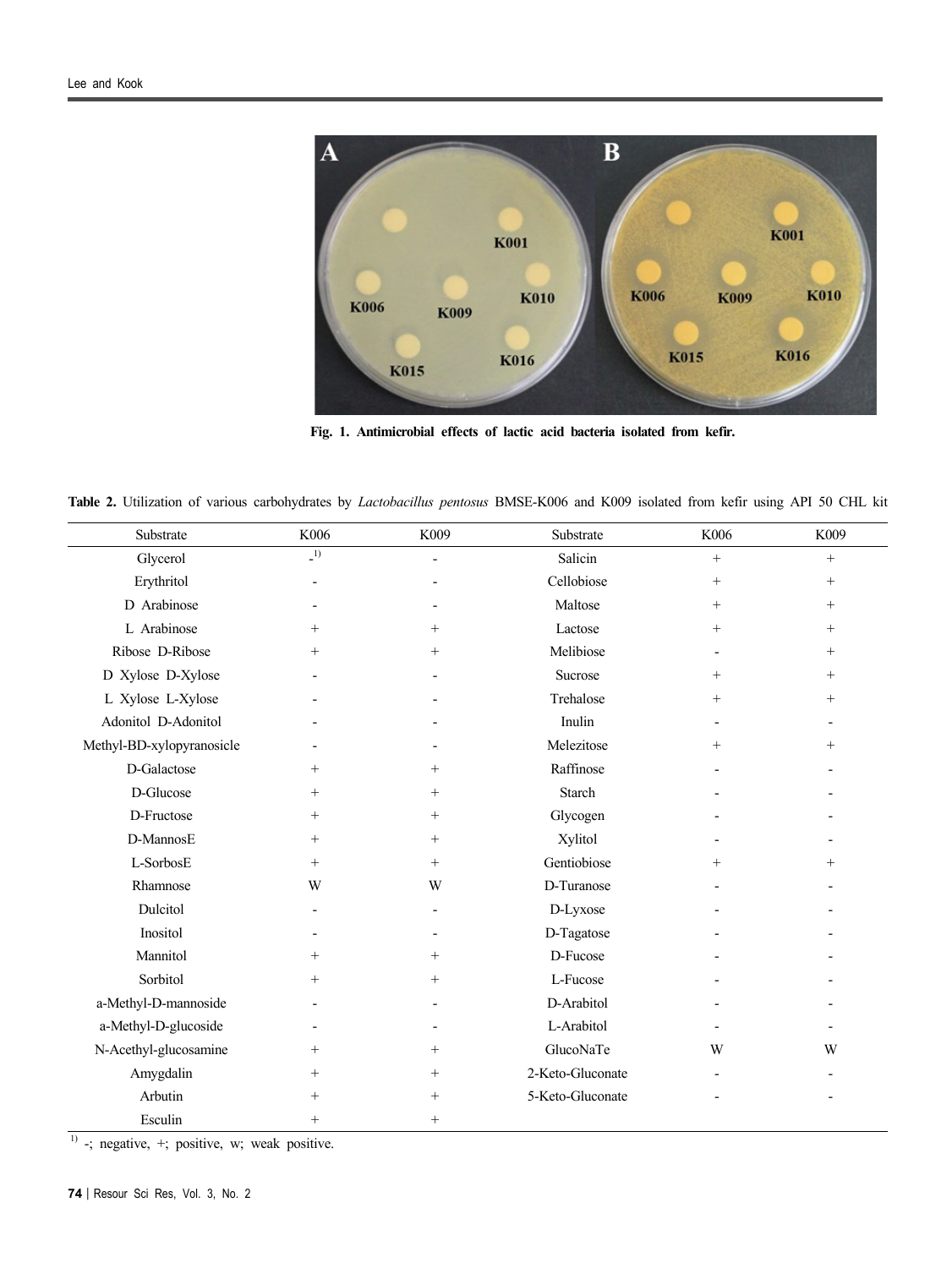Fig. 1. Antimicrobial effects of lactic acid bacteria isolated from kefir.

Table 2. Utilization of various carbohydrates by *Lactobacillus pentosus* BMSE-K006 and K009 isolated from kefir using API 50 CHL kit

| Substrate | K006 | K009 | Substrate | K006 | K009 |
|---|---|---|---|---|---|
| Glycerol | -[1)] | - | Salicin | + | + |
| Erythritol | - | - | Cellobiose | + | + |
| D Arabinose | - | - | Maltose | + | + |
| L Arabinose | + | + | Lactose | + | + |
| Ribose D-Ribose | + | + | Melibiose | - | + |
| D Xylose D-Xylose | - | - | Sucrose | + | + |
| L Xylose L-Xylose | - | - | Trehalose | + | + |
| Adonitol D-Adonitol | - | - | Inulin | - | - |
| Methyl-BD-xylopyranosicle | - | - | Melezitose | + | + |
| D-Galactose | + | + | Raffinose | - | - |
| D-Glucose | + | + | Starch | - | - |
| D-Fructose | + | + | Glycogen | - | - |
| D-MannosE | + | + | Xylitol | - | - |
| L-SorbosE | + | + | Gentiobiose | + | + |
| Rhamnose | W | W | D-Turanose | - | - |
| Dulcitol | - | - | D-Lyxose | - | - |
| Inositol | - | - | D-Tagatose | - | - |
| Mannitol | + | + | D-Fucose | - | - |
| Sorbitol | + | + | L-Fucose | - | - |
| a-Methyl-D-mannoside | - | - | D-Arabitol | - | - |
| a-Methyl-D-glucoside | - | - | L-Arabitol | - | - |
| N-Acethyl-glucosamine | + | + | GlucoNaTe | W | W |
| Amygdalin | + | + | 2-Keto-Gluconate | - | - |
| Arbutin | + | + | 5-Keto-Gluconate | - | - |
| Esculin | + | + | | | |

[1)] -; negative, +; positive, w; weak positive.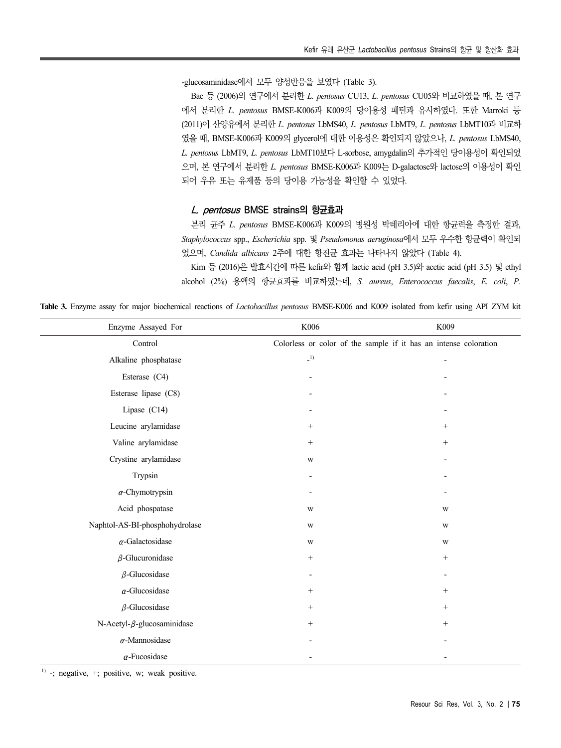-glucosaminidase에서 모두 양성반응을 보였다 (Table 3).

Bae 등 (2006)의 연구에서 분리한 *L. pentosus* CU13, *L. pentosus* CU05와 비교하였을 때, 본 연구에서 분리한 *L. pentosus* BMSE-K006과 K009의 당이용성 패턴과 유사하였다. 또한 Marroki 등 (2011)이 산양유에서 분리한 *L. pentosus* LbMS40, *L. pentosus* LbMT9, *L. pentosus* LbMT10과 비교하였을 때, BMSE-K006과 K009의 glycerol에 대한 이용성은 확인되지 않았으나, *L. pentosus* LbMS40, *L. pentosus* LbMT9, *L. pentosus* LbMT10보다 L-sorbose, amygdalin의 추가적인 당이용성이 확인되었으며, 본 연구에서 분리한 *L. pentosus* BMSE-K006과 K009는 D-galactose와 lactose의 이용성이 확인되어 우유 또는 유제품 등의 당이용 가능성을 확인할 수 있었다.

### *L. pentosus* BMSE strains의 항균효과

분리 균주 *L. pentosus* BMSE-K006과 K009의 병원성 박테리아에 대한 항균력을 측정한 결과, *Staphylococcus* spp., *Escherichia* spp. 및 *Pseudomonas aeruginosa*에서 모두 우수한 항균력이 확인되었으며, *Candida albicans* 2주에 대한 항진균 효과는 나타나지 않았다 (Table 4).

Kim 등 (2016)은 발효시간에 따른 kefir와 함께 lactic acid (pH 3.5)와 acetic acid (pH 3.5) 및 ethyl alcohol (2%) 용액의 항균효과를 비교하였는데, *S. aureus*, *Enterococcus faecalis*, *E. coli*, *P.*

**Table 3.** Enzyme assay for major biochemical reactions of *Lactobacillus pentosus* BMSE-K006 and K009 isolated from kefir using API ZYM kit

| Enzyme Assayed For | K006 | K009 |
|---|---|---|
| Control | Colorless or color of the sample if it has an intense coloration | |
| Alkaline phosphatase | -[1)] | - |
| Esterase (C4) | - | - |
| Esterase lipase (C8) | - | - |
| Lipase (C14) | - | - |
| Leucine arylamidase | + | + |
| Valine arylamidase | + | + |
| Crystine arylamidase | w | - |
| Trypsin | - | - |
| $\alpha$-Chymotrypsin | - | - |
| Acid phospatase | w | w |
| Naphtol-AS-BI-phosphohydrolase | w | w |
| $\alpha$-Galactosidase | w | w |
| $\beta$-Glucuronidase | + | + |
| $\beta$-Glucosidase | - | - |
| $\alpha$-Glucosidase | + | + |
| $\beta$-Glucosidase | + | + |
| N-Acetyl-$\beta$-glucosaminidase | + | + |
| $\alpha$-Mannosidase | - | - |
| $\alpha$-Fucosidase | - | - |

[1)] -; negative, +; positive, w; weak positive.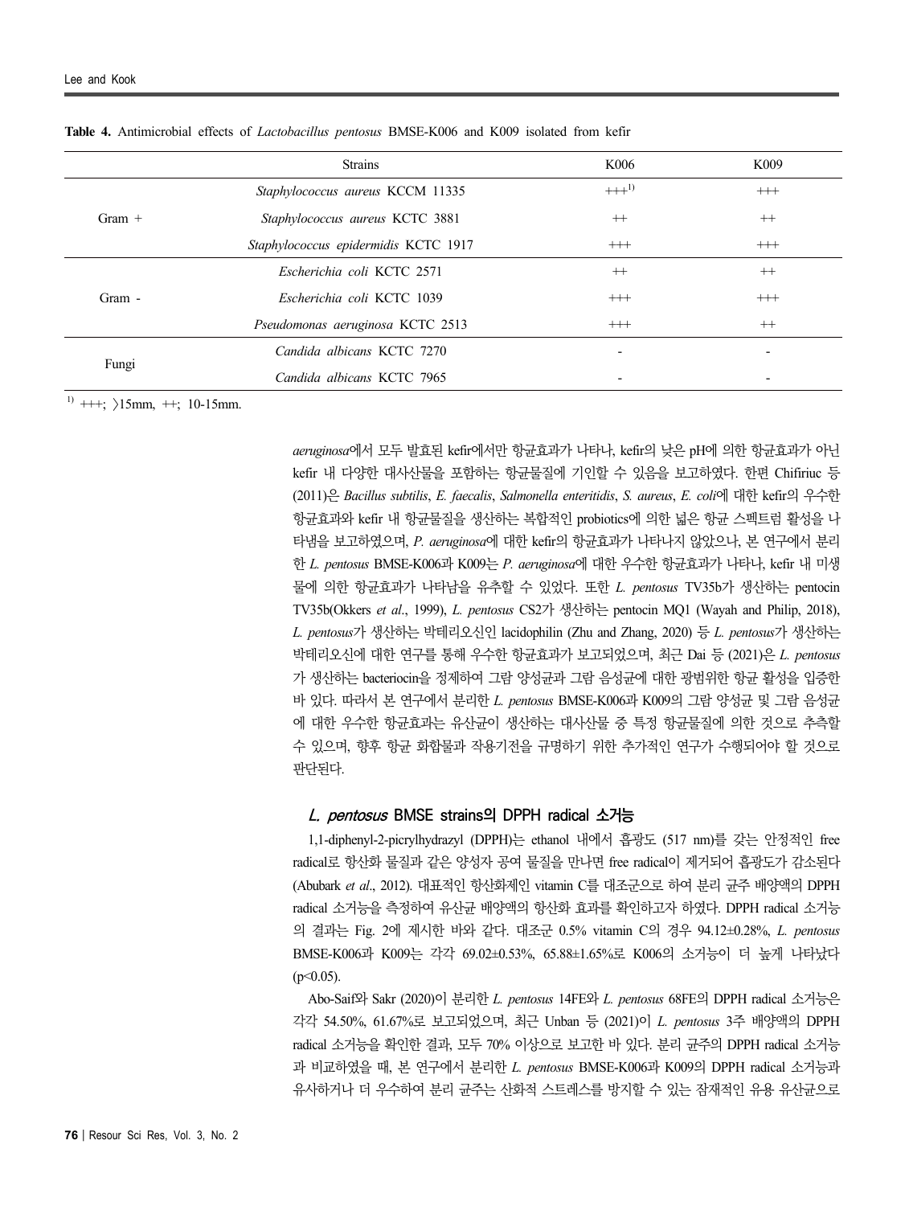**Table 4.** Antimicrobial effects of *Lactobacillus pentosus* BMSE-K006 and K009 isolated from kefir

| | Strains | K006 | K009 |
|---|---|---|---|
| Gram + | *Staphylococcus aureus* KCCM 11335 | +++[1)] | +++ |
| | *Staphylococcus aureus* KCTC 3881 | ++ | ++ |
| | *Staphylococcus epidermidis* KCTC 1917 | +++ | +++ |
| Gram - | *Escherichia coli* KCTC 2571 | ++ | ++ |
| | *Escherichia coli* KCTC 1039 | +++ | +++ |
| | *Pseudomonas aeruginosa* KCTC 2513 | +++ | ++ |
| Fungi | *Candida albicans* KCTC 7270 | - | - |
| | *Candida albicans* KCTC 7965 | - | - |

[1)] +++; 〉15mm, ++; 10-15mm.

*aeruginosa*에서 모두 발효된 kefir에서만 항균효과가 나타나, kefir의 낮은 pH에 의한 항균효과가 아닌 kefir 내 다양한 대사산물을 포함하는 항균물질에 기인할 수 있음을 보고하였다. 한편 Chifiriuc 등 (2011)은 *Bacillus subtilis*, *E. faecalis*, *Salmonella enteritidis*, *S. aureus*, *E. coli*에 대한 kefir의 우수한 항균효과와 kefir 내 항균물질을 생산하는 복합적인 probiotics에 의한 넓은 항균 스펙트럼 활성을 나타냄을 보고하였으며, *P. aeruginosa*에 대한 kefir의 항균효과가 나타나지 않았으나, 본 연구에서 분리한 *L. pentosus* BMSE-K006과 K009는 *P. aeruginosa*에 대한 우수한 항균효과가 나타나, kefir 내 미생물에 의한 항균효과가 나타남을 유추할 수 있었다. 또한 *L. pentosus* TV35b가 생산하는 pentocin TV35b(Okkers *et al*., 1999), *L. pentosus* CS2가 생산하는 pentocin MQ1 (Wayah and Philip, 2018), *L. pentosus*가 생산하는 박테리오신인 lacidophilin (Zhu and Zhang, 2020) 등 *L. pentosus*가 생산하는 박테리오신에 대한 연구를 통해 우수한 항균효과가 보고되었으며, 최근 Dai 등 (2021)은 *L. pentosus*가 생산하는 bacteriocin을 정제하여 그람 양성균과 그람 음성균에 대한 광범위한 항균 활성을 입증한 바 있다. 따라서 본 연구에서 분리한 *L. pentosus* BMSE-K006과 K009의 그람 양성균 및 그람 음성균에 대한 우수한 항균효과는 유산균이 생산하는 대사산물 중 특정 항균물질에 의한 것으로 추측할 수 있으며, 향후 항균 화합물과 작용기전을 규명하기 위한 추가적인 연구가 수행되어야 할 것으로 판단된다.

### *L. pentosus* BMSE strains의 DPPH radical 소거능

1,1-diphenyl-2-picrylhydrazyl (DPPH)는 ethanol 내에서 흡광도 (517 nm)를 갖는 안정적인 free radical로 항산화 물질과 같은 양성자 공여 물질을 만나면 free radical이 제거되어 흡광도가 감소된다 (Abubark *et al*., 2012). 대표적인 항산화제인 vitamin C를 대조군으로 하여 분리 균주 배양액의 DPPH radical 소거능을 측정하여 유산균 배양액의 항산화 효과를 확인하고자 하였다. DPPH radical 소거능의 결과는 Fig. 2에 제시한 바와 같다. 대조군 0.5% vitamin C의 경우 94.12±0.28%, *L. pentosus* BMSE-K006과 K009는 각각 69.02±0.53%, 65.88±1.65%로 K006의 소거능이 더 높게 나타났다 ($p<0.05$).

Abo-Saif와 Sakr (2020)이 분리한 *L. pentosus* 14FE와 *L. pentosus* 68FE의 DPPH radical 소거능은 각각 54.50%, 61.67%로 보고되었으며, 최근 Unban 등 (2021)이 *L. pentosus* 3주 배양액의 DPPH radical 소거능을 확인한 결과, 모두 70% 이상으로 보고한 바 있다. 분리 균주의 DPPH radical 소거능과 비교하였을 때, 본 연구에서 분리한 *L. pentosus* BMSE-K006과 K009의 DPPH radical 소거능과 유사하거나 더 우수하여 분리 균주는 산화적 스트레스를 방지할 수 있는 잠재적인 유용 유산균으로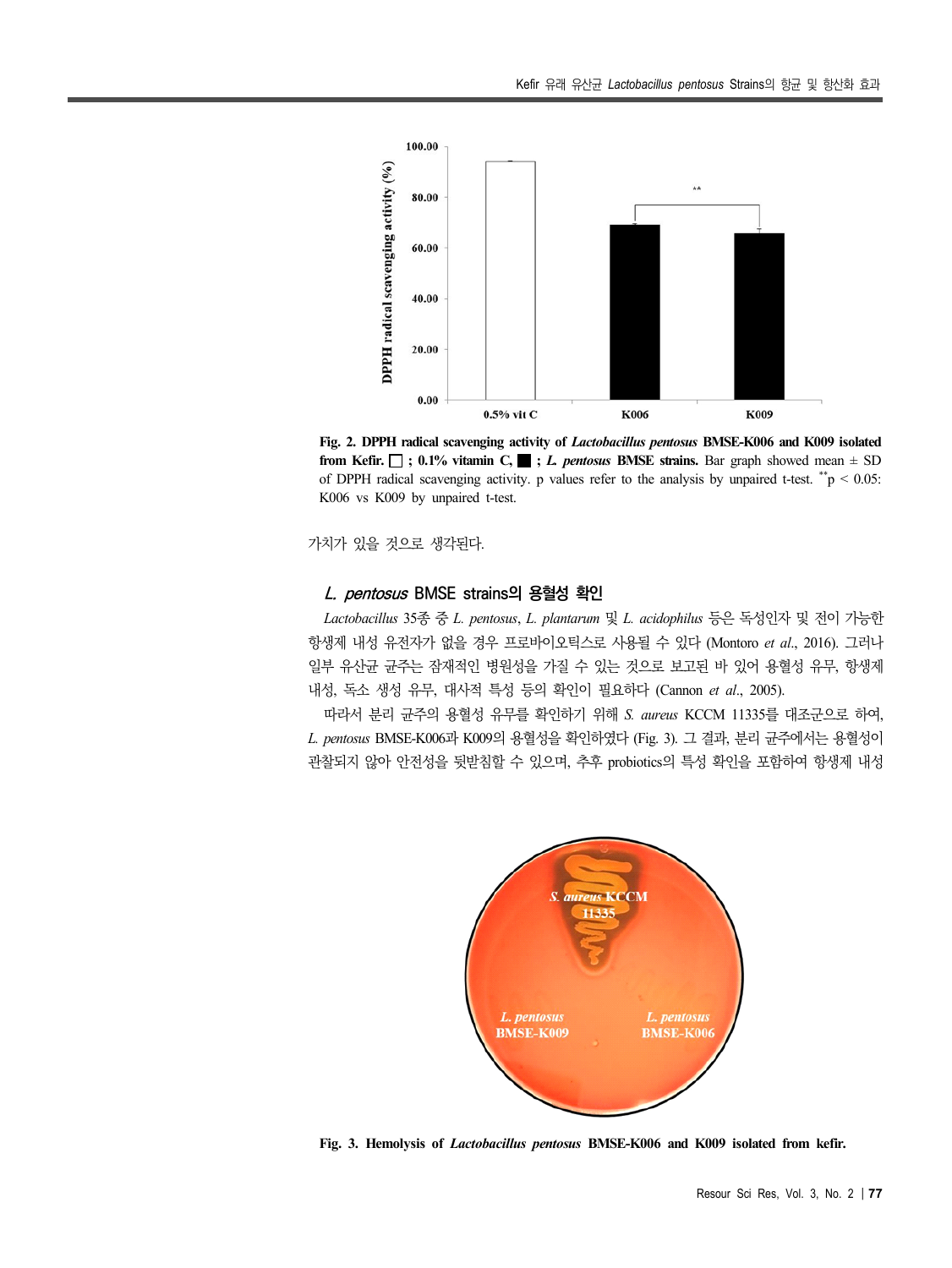DPPH radical scavenging activity (%)

100.00
80.00
60.00
40.00
20.00
0.00

**

0.5% vit C
K006
K009

**Fig. 2. DPPH radical scavenging activity of *Lactobacillus pentosus* BMSE-K006 and K009 isolated from Kefir. □ ; 0.1% vitamin C, ■ ; *L. pentosus* BMSE strains.** Bar graph showed mean ± SD of DPPH radical scavenging activity. p values refer to the analysis by unpaired t-test. **$p < 0.05$: K006 vs K009 by unpaired t-test.

가치가 있을 것으로 생각된다.

### *L. pentosus* BMSE strains의 용혈성 확인

*Lactobacillus* 35종 중 *L. pentosus*, *L. plantarum* 및 *L. acidophilus* 등은 독성인자 및 전이 가능한 항생제 내성 유전자가 없을 경우 프로바이오틱스로 사용될 수 있다 (Montoro *et al*., 2016). 그러나 일부 유산균 균주는 잠재적인 병원성을 가질 수 있는 것으로 보고된 바 있어 용혈성 유무, 항생제 내성, 독소 생성 유무, 대사적 특성 등의 확인이 필요하다 (Cannon *et al*., 2005).

따라서 분리 균주의 용혈성 유무를 확인하기 위해 *S. aureus* KCCM 11335를 대조군으로 하여, *L. pentosus* BMSE-K006과 K009의 용혈성을 확인하였다 (Fig. 3). 그 결과, 분리 균주에서는 용혈성이 관찰되지 않아 안전성을 뒷받침할 수 있으며, 추후 probiotics의 특성 확인을 포함하여 항생제 내성

*S. aureus* KCCM 11335

*L. pentosus* BMSE-K009

*L. pentosus* BMSE-K006

**Fig. 3. Hemolysis of *Lactobacillus pentosus* BMSE-K006 and K009 isolated from kefir.**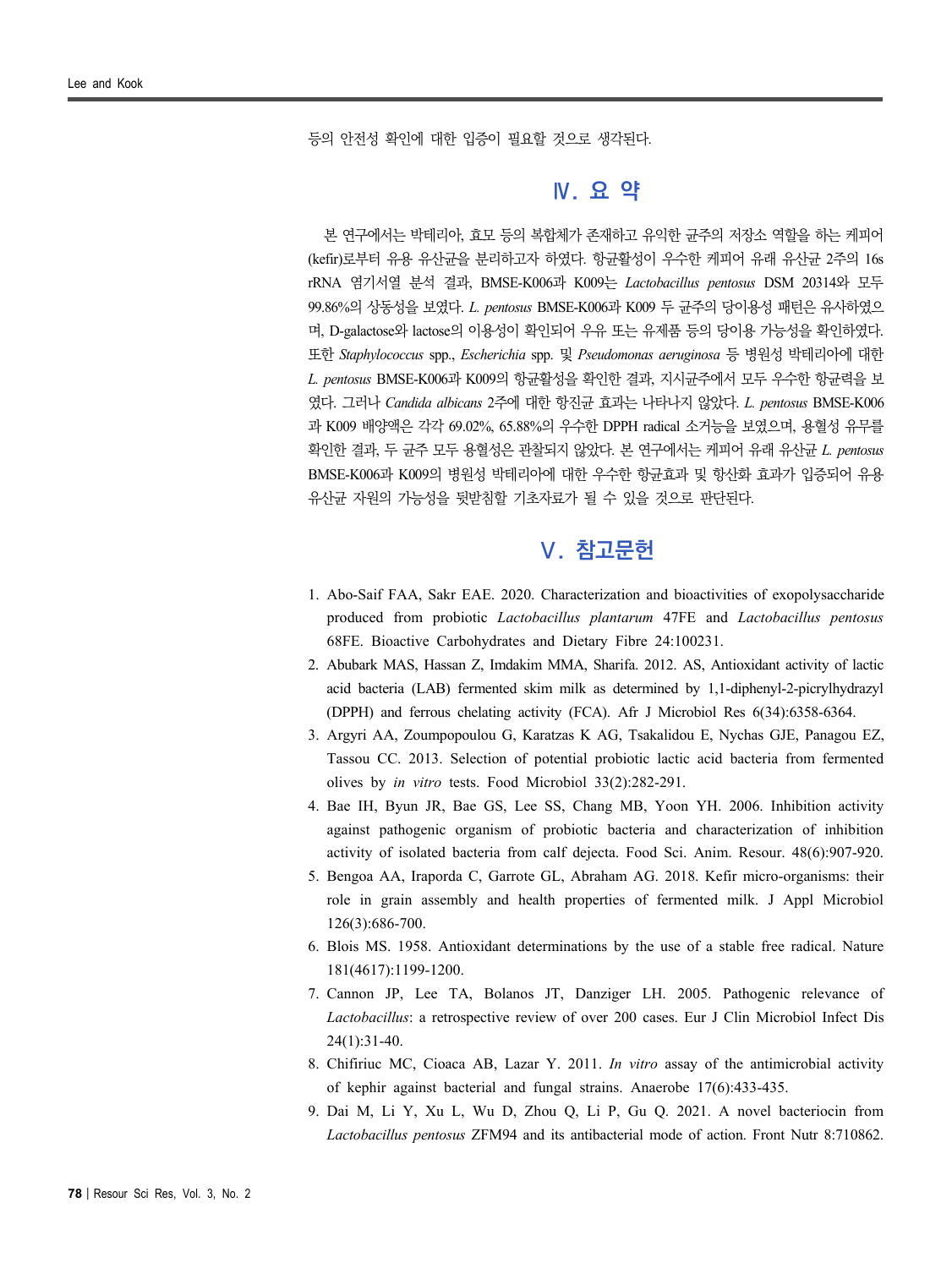등의 안전성 확인에 대한 입증이 필요할 것으로 생각된다.

## Ⅳ. 요 약

본 연구에서는 박테리아, 효모 등의 복합체가 존재하고 유익한 균주의 저장소 역할을 하는 케피어(kefir)로부터 유용 유산균을 분리하고자 하였다. 항균활성이 우수한 케피어 유래 유산균 2주의 16s rRNA 염기서열 분석 결과, BMSE-K006과 K009는 *Lactobacillus pentosus* DSM 20314와 모두 99.86%의 상동성을 보였다. *L. pentosus* BMSE-K006과 K009 두 균주의 당이용성 패턴은 유사하였으며, D-galactose와 lactose의 이용성이 확인되어 우유 또는 유제품 등의 당이용 가능성을 확인하였다. 또한 *Staphylococcus* spp., *Escherichia* spp. 및 *Pseudomonas aeruginosa* 등 병원성 박테리아에 대한 *L. pentosus* BMSE-K006과 K009의 항균활성을 확인한 결과, 지시균주에서 모두 우수한 항균력을 보였다. 그러나 *Candida albicans* 2주에 대한 항진균 효과는 나타나지 않았다. *L. pentosus* BMSE-K006과 K009 배양액은 각각 69.02%, 65.88%의 우수한 DPPH radical 소거능을 보였으며, 용혈성 유무를 확인한 결과, 두 균주 모두 용혈성은 관찰되지 않았다. 본 연구에서는 케피어 유래 유산균 *L. pentosus* BMSE-K006과 K009의 병원성 박테리아에 대한 우수한 항균효과 및 항산화 효과가 입증되어 유용 유산균 자원의 가능성을 뒷받침할 기초자료가 될 수 있을 것으로 판단된다.

## Ⅴ. 참고문헌

1. Abo-Saif FAA, Sakr EAE. 2020. Characterization and bioactivities of exopolysaccharide produced from probiotic *Lactobacillus plantarum* 47FE and *Lactobacillus pentosus* 68FE. Bioactive Carbohydrates and Dietary Fibre 24:100231.
2. Abubark MAS, Hassan Z, Imdakim MMA, Sharifa. 2012. AS, Antioxidant activity of lactic acid bacteria (LAB) fermented skim milk as determined by 1,1-diphenyl-2-picrylhydrazyl (DPPH) and ferrous chelating activity (FCA). Afr J Microbiol Res 6(34):6358-6364.
3. Argyri AA, Zoumpopoulou G, Karatzas K AG, Tsakalidou E, Nychas GJE, Panagou EZ, Tassou CC. 2013. Selection of potential probiotic lactic acid bacteria from fermented olives by *in vitro* tests. Food Microbiol 33(2):282-291.
4. Bae IH, Byun JR, Bae GS, Lee SS, Chang MB, Yoon YH. 2006. Inhibition activity against pathogenic organism of probiotic bacteria and characterization of inhibition activity of isolated bacteria from calf dejecta. Food Sci. Anim. Resour. 48(6):907-920.
5. Bengoa AA, Iraporda C, Garrote GL, Abraham AG. 2018. Kefir micro-organisms: their role in grain assembly and health properties of fermented milk. J Appl Microbiol 126(3):686-700.
6. Blois MS. 1958. Antioxidant determinations by the use of a stable free radical. Nature 181(4617):1199-1200.
7. Cannon JP, Lee TA, Bolanos JT, Danziger LH. 2005. Pathogenic relevance of *Lactobacillus*: a retrospective review of over 200 cases. Eur J Clin Microbiol Infect Dis 24(1):31-40.
8. Chifiriuc MC, Cioaca AB, Lazar Y. 2011. *In vitro* assay of the antimicrobial activity of kephir against bacterial and fungal strains. Anaerobe 17(6):433-435.
9. Dai M, Li Y, Xu L, Wu D, Zhou Q, Li P, Gu Q. 2021. A novel bacteriocin from *Lactobacillus pentosus* ZFM94 and its antibacterial mode of action. Front Nutr 8:710862.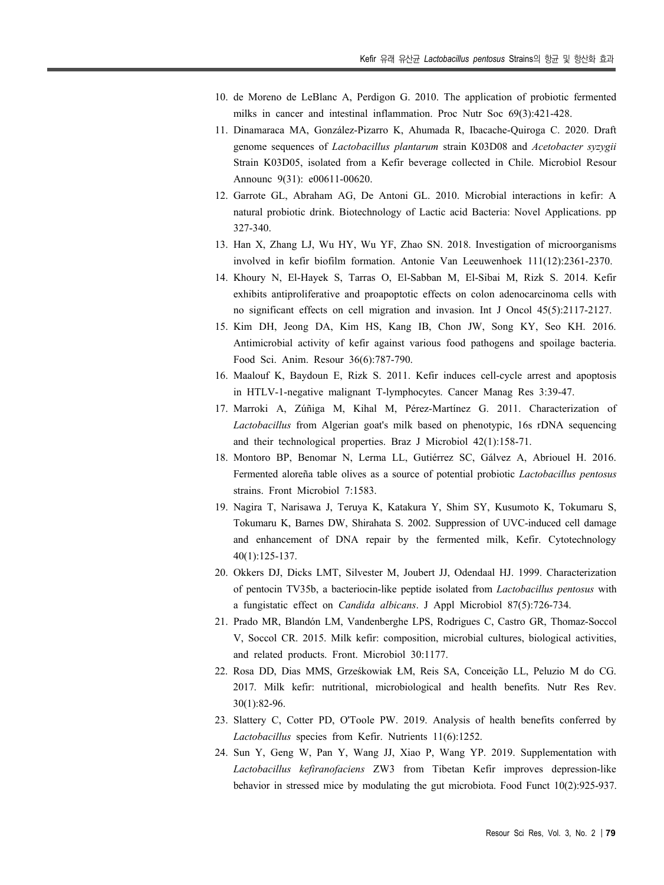10. de Moreno de LeBlanc A, Perdigon G. 2010. The application of probiotic fermented milks in cancer and intestinal inflammation. Proc Nutr Soc 69(3):421-428.
11. Dinamaraca MA, González-Pizarro K, Ahumada R, Ibacache-Quiroga C. 2020. Draft genome sequences of *Lactobacillus plantarum* strain K03D08 and *Acetobacter syzygii* Strain K03D05, isolated from a Kefir beverage collected in Chile. Microbiol Resour Announc 9(31): e00611-00620.
12. Garrote GL, Abraham AG, De Antoni GL. 2010. Microbial interactions in kefir: A natural probiotic drink. Biotechnology of Lactic acid Bacteria: Novel Applications. pp 327-340.
13. Han X, Zhang LJ, Wu HY, Wu YF, Zhao SN. 2018. Investigation of microorganisms involved in kefir biofilm formation. Antonie Van Leeuwenhoek 111(12):2361-2370.
14. Khoury N, El-Hayek S, Tarras O, El-Sabban M, El-Sibai M, Rizk S. 2014. Kefir exhibits antiproliferative and proapoptotic effects on colon adenocarcinoma cells with no significant effects on cell migration and invasion. Int J Oncol 45(5):2117-2127.
15. Kim DH, Jeong DA, Kim HS, Kang IB, Chon JW, Song KY, Seo KH. 2016. Antimicrobial activity of kefir against various food pathogens and spoilage bacteria. Food Sci. Anim. Resour 36(6):787-790.
16. Maalouf K, Baydoun E, Rizk S. 2011. Kefir induces cell-cycle arrest and apoptosis in HTLV-1-negative malignant T-lymphocytes. Cancer Manag Res 3:39-47.
17. Marroki A, Zúñiga M, Kihal M, Pérez-Martínez G. 2011. Characterization of *Lactobacillus* from Algerian goat's milk based on phenotypic, 16s rDNA sequencing and their technological properties. Braz J Microbiol 42(1):158-71.
18. Montoro BP, Benomar N, Lerma LL, Gutiérrez SC, Gálvez A, Abriouel H. 2016. Fermented aloreña table olives as a source of potential probiotic *Lactobacillus pentosus* strains. Front Microbiol 7:1583.
19. Nagira T, Narisawa J, Teruya K, Katakura Y, Shim SY, Kusumoto K, Tokumaru S, Tokumaru K, Barnes DW, Shirahata S. 2002. Suppression of UVC-induced cell damage and enhancement of DNA repair by the fermented milk, Kefir. Cytotechnology 40(1):125-137.
20. Okkers DJ, Dicks LMT, Silvester M, Joubert JJ, Odendaal HJ. 1999. Characterization of pentocin TV35b, a bacteriocin-like peptide isolated from *Lactobacillus pentosus* with a fungistatic effect on *Candida albicans*. J Appl Microbiol 87(5):726-734.
21. Prado MR, Blandón LM, Vandenberghe LPS, Rodrigues C, Castro GR, Thomaz-Soccol V, Soccol CR. 2015. Milk kefir: composition, microbial cultures, biological activities, and related products. Front. Microbiol 30:1177.
22. Rosa DD, Dias MMS, Grześkowiak ŁM, Reis SA, Conceição LL, Peluzio M do CG. 2017. Milk kefir: nutritional, microbiological and health benefits. Nutr Res Rev. 30(1):82-96.
23. Slattery C, Cotter PD, O'Toole PW. 2019. Analysis of health benefits conferred by *Lactobacillus* species from Kefir. Nutrients 11(6):1252.
24. Sun Y, Geng W, Pan Y, Wang JJ, Xiao P, Wang YP. 2019. Supplementation with *Lactobacillus kefiranofaciens* ZW3 from Tibetan Kefir improves depression-like behavior in stressed mice by modulating the gut microbiota. Food Funct 10(2):925-937.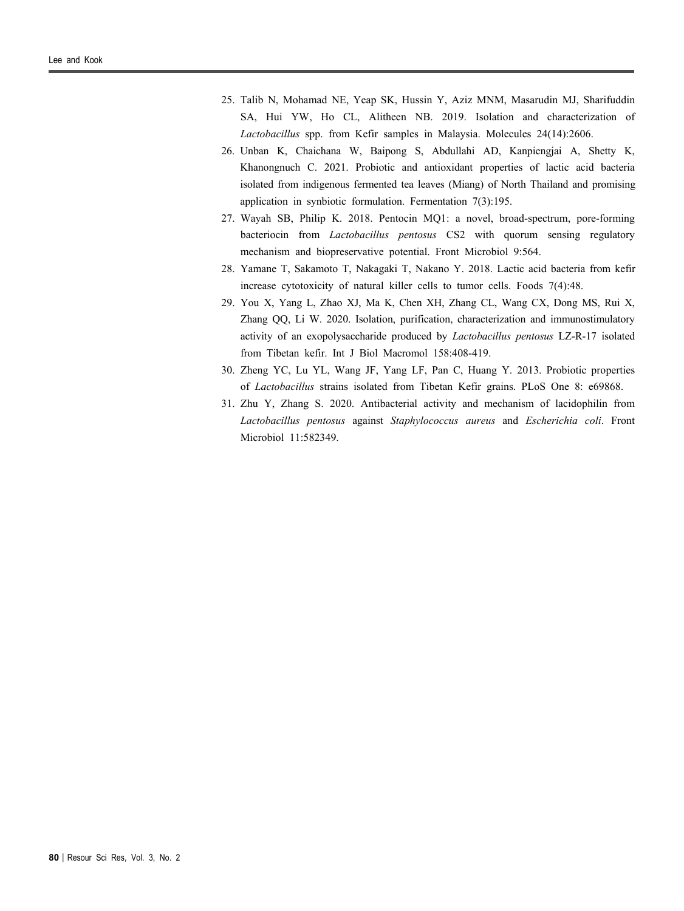25. Talib N, Mohamad NE, Yeap SK, Hussin Y, Aziz MNM, Masarudin MJ, Sharifuddin SA, Hui YW, Ho CL, Alitheen NB. 2019. Isolation and characterization of *Lactobacillus* spp. from Kefir samples in Malaysia. Molecules 24(14):2606.
26. Unban K, Chaichana W, Baipong S, Abdullahi AD, Kanpiengjai A, Shetty K, Khanongnuch C. 2021. Probiotic and antioxidant properties of lactic acid bacteria isolated from indigenous fermented tea leaves (Miang) of North Thailand and promising application in synbiotic formulation. Fermentation 7(3):195.
27. Wayah SB, Philip K. 2018. Pentocin MQ1: a novel, broad-spectrum, pore-forming bacteriocin from *Lactobacillus pentosus* CS2 with quorum sensing regulatory mechanism and biopreservative potential. Front Microbiol 9:564.
28. Yamane T, Sakamoto T, Nakagaki T, Nakano Y. 2018. Lactic acid bacteria from kefir increase cytotoxicity of natural killer cells to tumor cells. Foods 7(4):48.
29. You X, Yang L, Zhao XJ, Ma K, Chen XH, Zhang CL, Wang CX, Dong MS, Rui X, Zhang QQ, Li W. 2020. Isolation, purification, characterization and immunostimulatory activity of an exopolysaccharide produced by *Lactobacillus pentosus* LZ-R-17 isolated from Tibetan kefir. Int J Biol Macromol 158:408-419.
30. Zheng YC, Lu YL, Wang JF, Yang LF, Pan C, Huang Y. 2013. Probiotic properties of *Lactobacillus* strains isolated from Tibetan Kefir grains. PLoS One 8: e69868.
31. Zhu Y, Zhang S. 2020. Antibacterial activity and mechanism of lacidophilin from *Lactobacillus pentosus* against *Staphylococcus aureus* and *Escherichia coli*. Front Microbiol 11:582349.